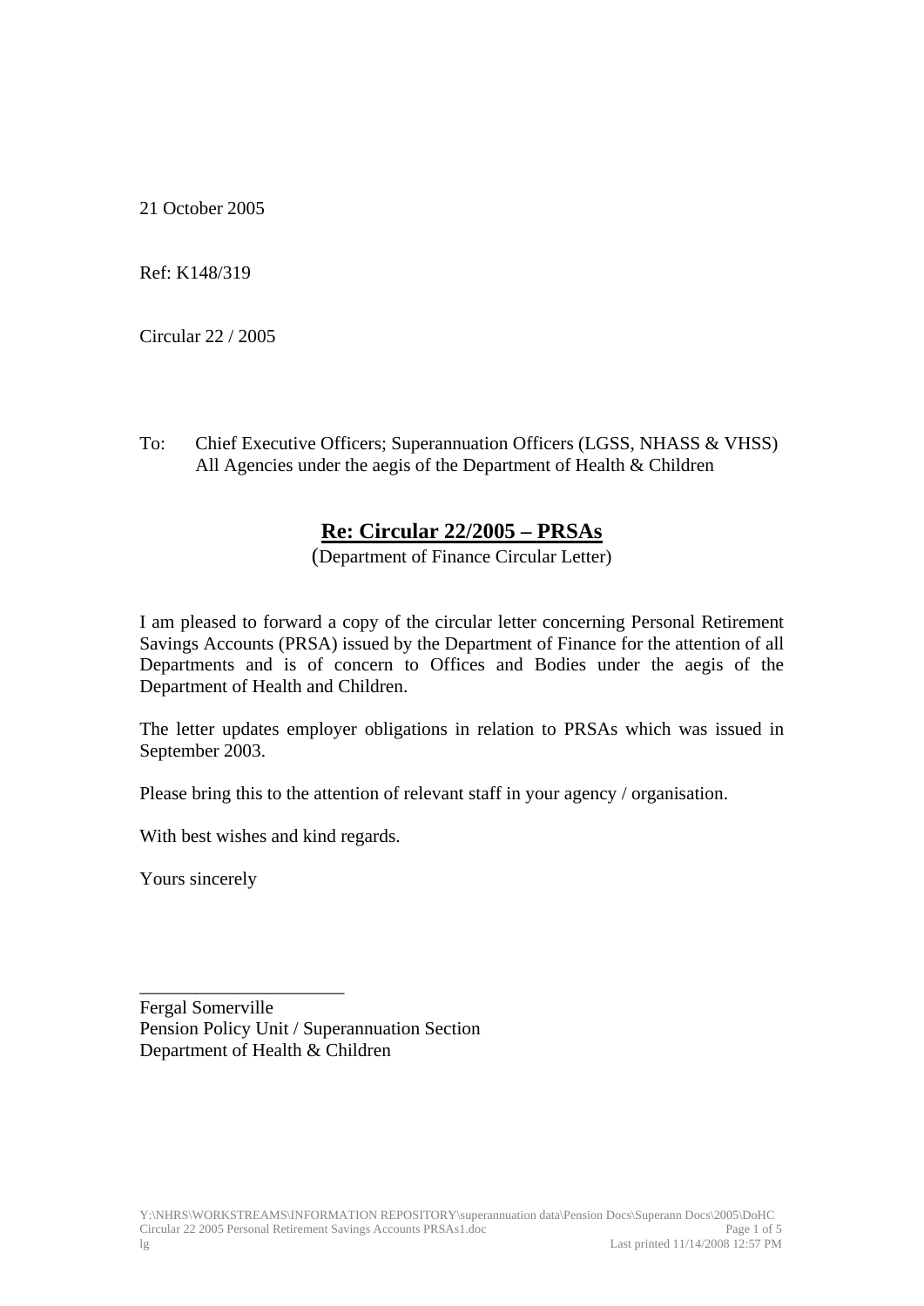21 October 2005

Ref: K148/319

Circular 22 / 2005

To: Chief Executive Officers; Superannuation Officers (LGSS, NHASS & VHSS)
All Agencies under the aegis of the Department of Health & Children

## Re: Circular 22/2005 – PRSAs

(Department of Finance Circular Letter)

I am pleased to forward a copy of the circular letter concerning Personal Retirement Savings Accounts (PRSA) issued by the Department of Finance for the attention of all Departments and is of concern to Offices and Bodies under the aegis of the Department of Health and Children.

The letter updates employer obligations in relation to PRSAs which was issued in September 2003.

Please bring this to the attention of relevant staff in your agency / organisation.

With best wishes and kind regards.

Yours sincerely

______________________

Fergal Somerville
Pension Policy Unit / Superannuation Section
Department of Health & Children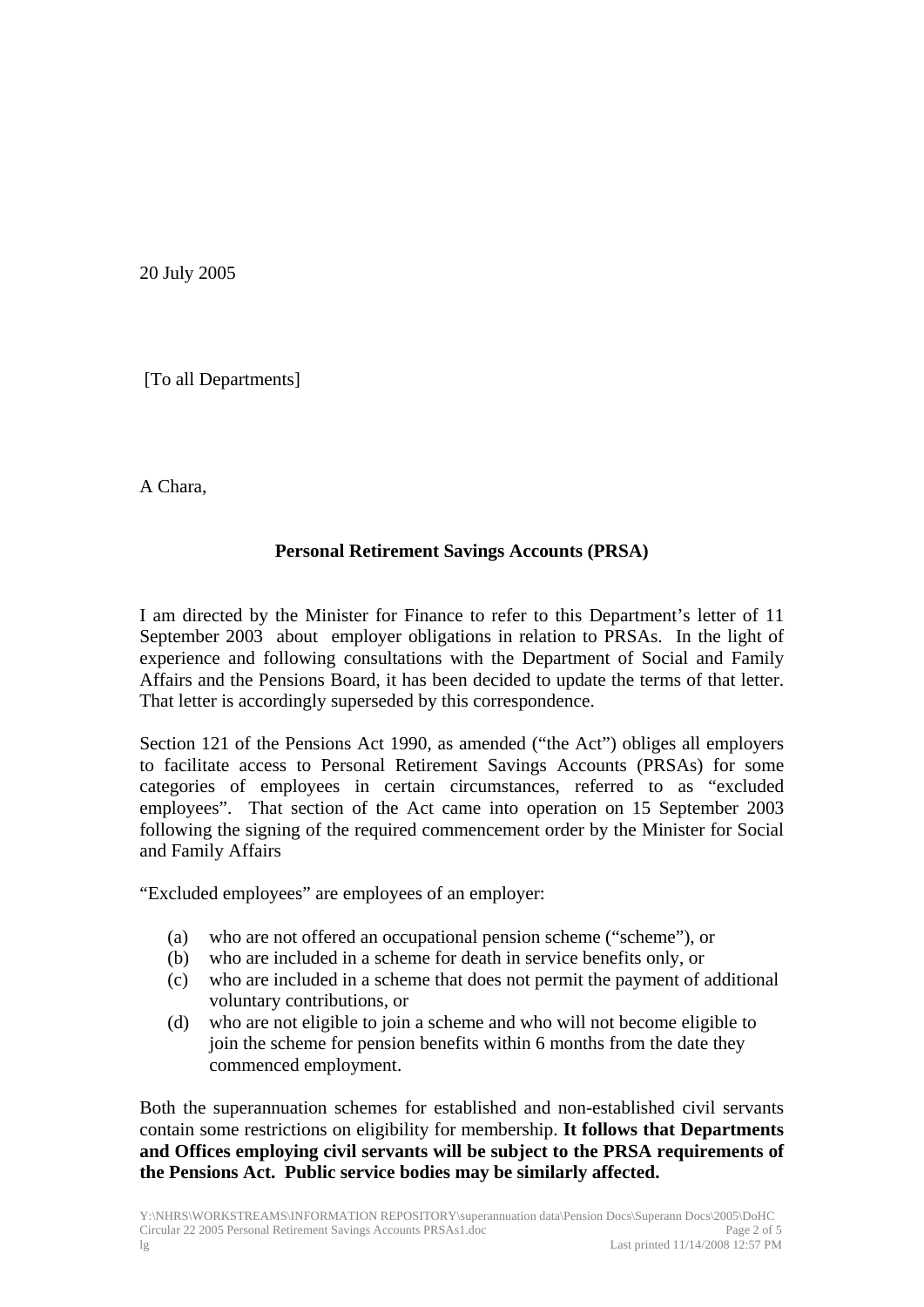20 July 2005

[To all Departments]

A Chara,

**Personal Retirement Savings Accounts (PRSA)**

I am directed by the Minister for Finance to refer to this Department's letter of 11 September 2003 about employer obligations in relation to PRSAs. In the light of experience and following consultations with the Department of Social and Family Affairs and the Pensions Board, it has been decided to update the terms of that letter. That letter is accordingly superseded by this correspondence.

Section 121 of the Pensions Act 1990, as amended ("the Act") obliges all employers to facilitate access to Personal Retirement Savings Accounts (PRSAs) for some categories of employees in certain circumstances, referred to as "excluded employees". That section of the Act came into operation on 15 September 2003 following the signing of the required commencement order by the Minister for Social and Family Affairs

"Excluded employees" are employees of an employer:

(a) who are not offered an occupational pension scheme ("scheme"), or
(b) who are included in a scheme for death in service benefits only, or
(c) who are included in a scheme that does not permit the payment of additional voluntary contributions, or
(d) who are not eligible to join a scheme and who will not become eligible to join the scheme for pension benefits within 6 months from the date they commenced employment.

Both the superannuation schemes for established and non-established civil servants contain some restrictions on eligibility for membership. **It follows that Departments and Offices employing civil servants will be subject to the PRSA requirements of the Pensions Act. Public service bodies may be similarly affected.**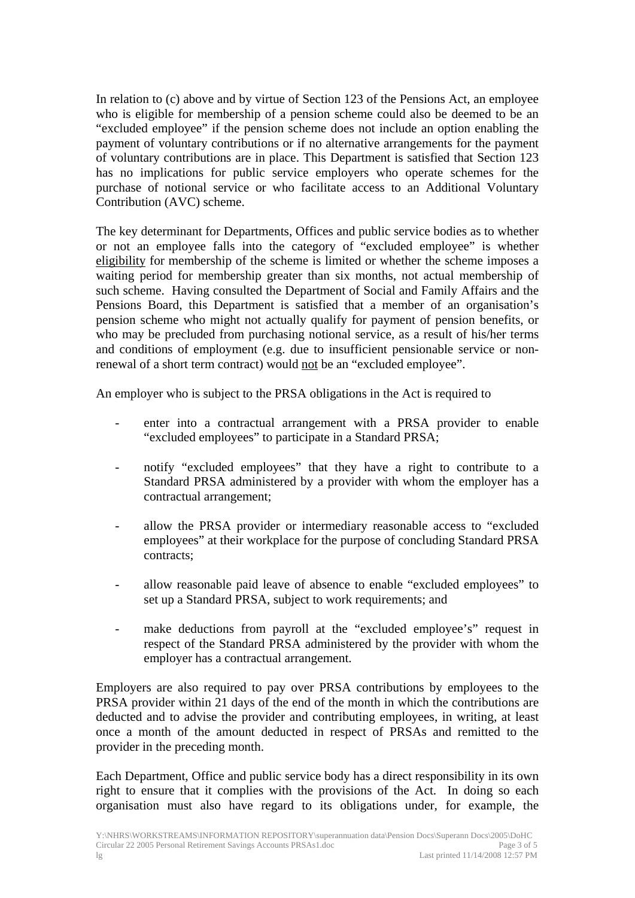In relation to (c) above and by virtue of Section 123 of the Pensions Act, an employee who is eligible for membership of a pension scheme could also be deemed to be an "excluded employee" if the pension scheme does not include an option enabling the payment of voluntary contributions or if no alternative arrangements for the payment of voluntary contributions are in place. This Department is satisfied that Section 123 has no implications for public service employers who operate schemes for the purchase of notional service or who facilitate access to an Additional Voluntary Contribution (AVC) scheme.

The key determinant for Departments, Offices and public service bodies as to whether or not an employee falls into the category of "excluded employee" is whether <u>eligibility</u> for membership of the scheme is limited or whether the scheme imposes a waiting period for membership greater than six months, not actual membership of such scheme. Having consulted the Department of Social and Family Affairs and the Pensions Board, this Department is satisfied that a member of an organisation's pension scheme who might not actually qualify for payment of pension benefits, or who may be precluded from purchasing notional service, as a result of his/her terms and conditions of employment (e.g. due to insufficient pensionable service or non-renewal of a short term contract) would <u>not</u> be an "excluded employee".

An employer who is subject to the PRSA obligations in the Act is required to

- enter into a contractual arrangement with a PRSA provider to enable "excluded employees" to participate in a Standard PRSA;
- notify "excluded employees" that they have a right to contribute to a Standard PRSA administered by a provider with whom the employer has a contractual arrangement;
- allow the PRSA provider or intermediary reasonable access to "excluded employees" at their workplace for the purpose of concluding Standard PRSA contracts;
- allow reasonable paid leave of absence to enable "excluded employees" to set up a Standard PRSA, subject to work requirements; and
- make deductions from payroll at the "excluded employee's" request in respect of the Standard PRSA administered by the provider with whom the employer has a contractual arrangement.

Employers are also required to pay over PRSA contributions by employees to the PRSA provider within 21 days of the end of the month in which the contributions are deducted and to advise the provider and contributing employees, in writing, at least once a month of the amount deducted in respect of PRSAs and remitted to the provider in the preceding month.

Each Department, Office and public service body has a direct responsibility in its own right to ensure that it complies with the provisions of the Act. In doing so each organisation must also have regard to its obligations under, for example, the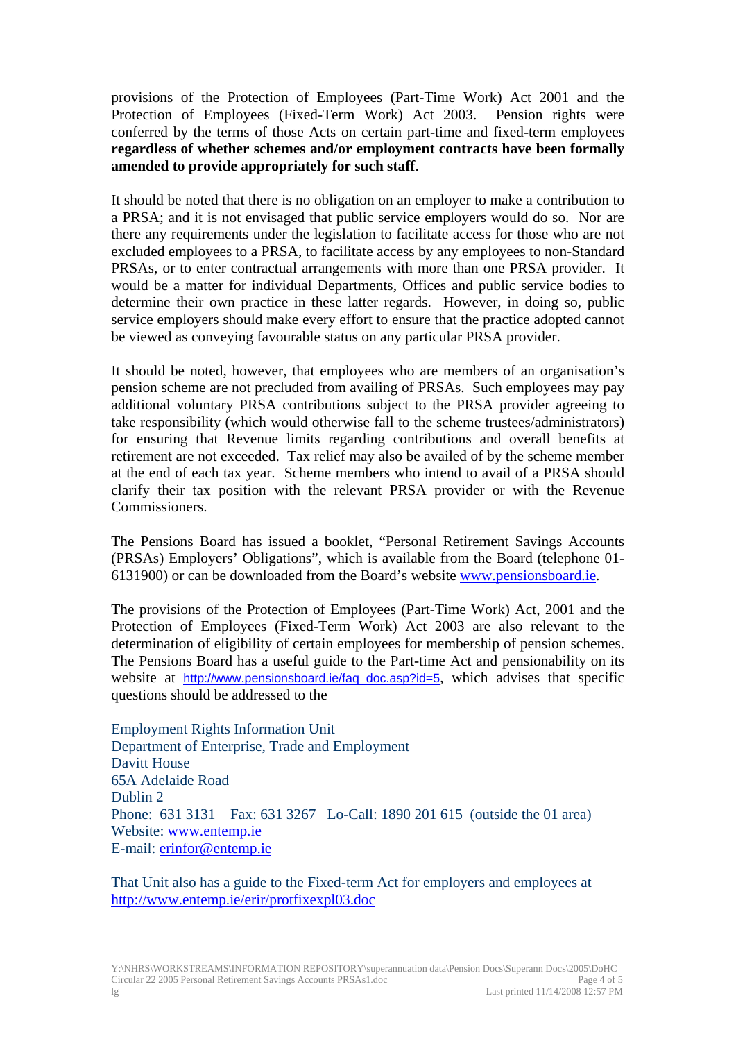provisions of the Protection of Employees (Part-Time Work) Act 2001 and the Protection of Employees (Fixed-Term Work) Act 2003. Pension rights were conferred by the terms of those Acts on certain part-time and fixed-term employees **regardless of whether schemes and/or employment contracts have been formally amended to provide appropriately for such staff**.

It should be noted that there is no obligation on an employer to make a contribution to a PRSA; and it is not envisaged that public service employers would do so. Nor are there any requirements under the legislation to facilitate access for those who are not excluded employees to a PRSA, to facilitate access by any employees to non-Standard PRSAs, or to enter contractual arrangements with more than one PRSA provider. It would be a matter for individual Departments, Offices and public service bodies to determine their own practice in these latter regards. However, in doing so, public service employers should make every effort to ensure that the practice adopted cannot be viewed as conveying favourable status on any particular PRSA provider.

It should be noted, however, that employees who are members of an organisation's pension scheme are not precluded from availing of PRSAs. Such employees may pay additional voluntary PRSA contributions subject to the PRSA provider agreeing to take responsibility (which would otherwise fall to the scheme trustees/administrators) for ensuring that Revenue limits regarding contributions and overall benefits at retirement are not exceeded. Tax relief may also be availed of by the scheme member at the end of each tax year. Scheme members who intend to avail of a PRSA should clarify their tax position with the relevant PRSA provider or with the Revenue Commissioners.

The Pensions Board has issued a booklet, "Personal Retirement Savings Accounts (PRSAs) Employers' Obligations", which is available from the Board (telephone 01-6131900) or can be downloaded from the Board's website www.pensionsboard.ie.

The provisions of the Protection of Employees (Part-Time Work) Act, 2001 and the Protection of Employees (Fixed-Term Work) Act 2003 are also relevant to the determination of eligibility of certain employees for membership of pension schemes. The Pensions Board has a useful guide to the Part-time Act and pensionability on its website at http://www.pensionsboard.ie/faq_doc.asp?id=5, which advises that specific questions should be addressed to the

Employment Rights Information Unit
Department of Enterprise, Trade and Employment
Davitt House
65A Adelaide Road
Dublin 2
Phone: 631 3131 Fax: 631 3267 Lo-Call: 1890 201 615 (outside the 01 area)
Website: www.entemp.ie
E-mail: erinfor@entemp.ie

That Unit also has a guide to the Fixed-term Act for employers and employees at http://www.entemp.ie/erir/protfixexpl03.doc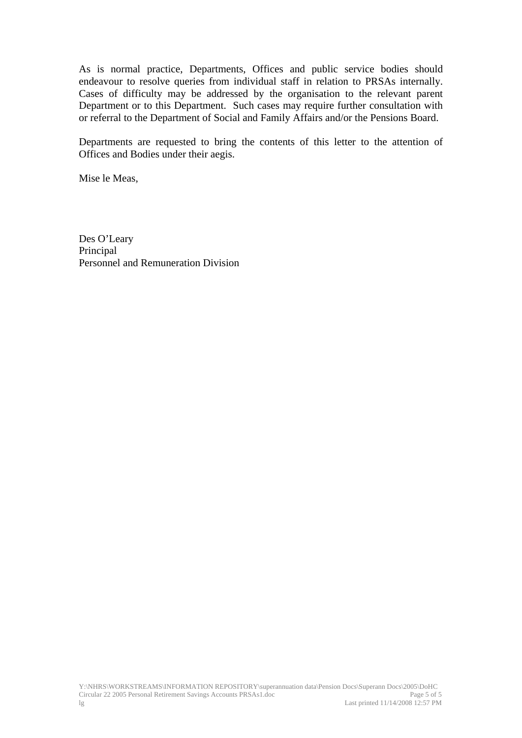As is normal practice, Departments, Offices and public service bodies should endeavour to resolve queries from individual staff in relation to PRSAs internally. Cases of difficulty may be addressed by the organisation to the relevant parent Department or to this Department. Such cases may require further consultation with or referral to the Department of Social and Family Affairs and/or the Pensions Board.

Departments are requested to bring the contents of this letter to the attention of Offices and Bodies under their aegis.

Mise le Meas,

Des O'Leary
Principal
Personnel and Remuneration Division